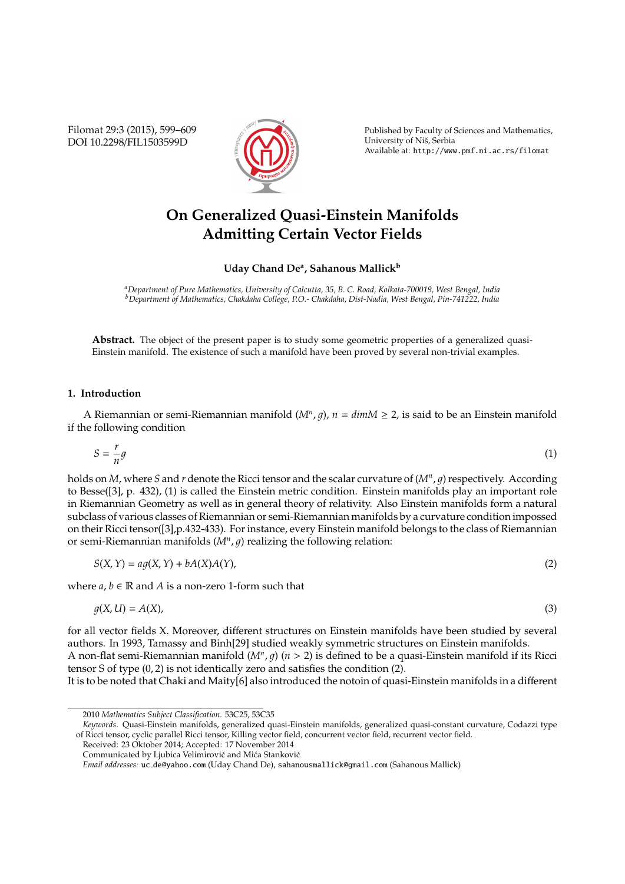# On Generalized Quasi-Einstein Manifolds Admitting Certain Vector Fields

**Uday Chand De[a], Sahanous Mallick[b]**

[a]*Department of Pure Mathematics, University of Calcutta, 35, B. C. Road, Kolkata-700019, West Bengal, India*
[b]*Department of Mathematics, Chakdaha College, P.O.- Chakdaha, Dist-Nadia, West Bengal, Pin-741222, India*

**Abstract.** The object of the present paper is to study some geometric properties of a generalized quasi-Einstein manifold. The existence of such a manifold have been proved by several non-trivial examples.

## 1. Introduction

A Riemannian or semi-Riemannian manifold $(M^n, g)$, $n = dim M \geq 2$, is said to be an Einstein manifold if the following condition

$$S = \frac{r}{n} g \tag{1}$$

holds on $M$, where $S$ and $r$ denote the Ricci tensor and the scalar curvature of $(M^n, g)$ respectively. According to Besse([3], p. 432), (1) is called the Einstein metric condition. Einstein manifolds play an important role in Riemannian Geometry as well as in general theory of relativity. Also Einstein manifolds form a natural subclass of various classes of Riemannian or semi-Riemannian manifolds by a curvature condition impossed on their Ricci tensor([3],p.432-433). For instance, every Einstein manifold belongs to the class of Riemannian or semi-Riemannian manifolds $(M^n, g)$ realizing the following relation:

$$S(X, Y) = ag(X, Y) + bA(X)A(Y), \tag{2}$$

where $a, b \in \mathbb{R}$ and $A$ is a non-zero 1-form such that

$$g(X, U) = A(X), \tag{3}$$

for all vector fields X. Moreover, different structures on Einstein manifolds have been studied by several authors. In 1993, Tamassy and Binh[29] studied weakly symmetric structures on Einstein manifolds.
A non-flat semi-Riemannian manifold $(M^n, g)$ $(n > 2)$ is defined to be a quasi-Einstein manifold if its Ricci tensor S of type $(0, 2)$ is not identically zero and satisfies the condition (2).
It is to be noted that Chaki and Maity[6] also introduced the notoin of quasi-Einstein manifolds in a different

2010 *Mathematics Subject Classification*. 53C25, 53C35

*Keywords*. Quasi-Einstein manifolds, generalized quasi-Einstein manifolds, generalized quasi-constant curvature, Codazzi type of Ricci tensor, cyclic parallel Ricci tensor, Killing vector field, concurrent vector field, recurrent vector field.

Received: 23 Oktober 2014; Accepted: 17 November 2014

Communicated by Ljubica Velimirović and Mića Stanković

*Email addresses:* uc_de@yahoo.com (Uday Chand De), sahanousmallick@gmail.com (Sahanous Mallick)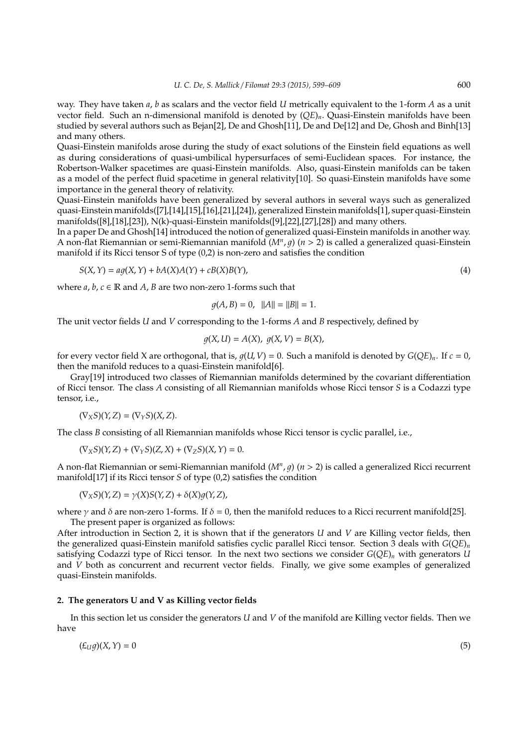way. They have taken $a$, $b$ as scalars and the vector field $U$ metrically equivalent to the 1-form $A$ as a unit vector field. Such an n-dimensional manifold is denoted by $(QE)_n$. Quasi-Einstein manifolds have been studied by several authors such as Bejan[2], De and Ghosh[11], De and De[12] and De, Ghosh and Binh[13] and many others.

Quasi-Einstein manifolds arose during the study of exact solutions of the Einstein field equations as well as during considerations of quasi-umbilical hypersurfaces of semi-Euclidean spaces. For instance, the Robertson-Walker spacetimes are quasi-Einstein manifolds. Also, quasi-Einstein manifolds can be taken as a model of the perfect fluid spacetime in general relativity[10]. So quasi-Einstein manifolds have some importance in the general theory of relativity.

Quasi-Einstein manifolds have been generalized by several authors in several ways such as generalized quasi-Einstein manifolds([7],[14],[15],[16],[21],[24]), generalized Einstein manifolds[1], super quasi-Einstein manifolds([8],[18],[23]), N(k)-quasi-Einstein manifolds([9],[22],[27],[28]) and many others.

In a paper De and Ghosh[14] introduced the notion of generalized quasi-Einstein manifolds in another way. A non-flat Riemannian or semi-Riemannian manifold $(M^n, g)$ $(n > 2)$ is called a generalized quasi-Einstein manifold if its Ricci tensor S of type (0,2) is non-zero and satisfies the condition

$$S(X, Y) = ag(X, Y) + bA(X)A(Y) + cB(X)B(Y), \tag{4}$$

where $a, b, c \in \mathbb{R}$ and $A$, $B$ are two non-zero 1-forms such that

$$g(A, B) = 0, \quad \|A\| = \|B\| = 1.$$

The unit vector fields $U$ and $V$ corresponding to the 1-forms $A$ and $B$ respectively, defined by

$$g(X, U) = A(X), \; g(X, V) = B(X),$$

for every vector field X are orthogonal, that is, $g(U, V) = 0$. Such a manifold is denoted by $G(QE)_n$. If $c = 0$, then the manifold reduces to a quasi-Einstein manifold[6].

Gray[19] introduced two classes of Riemannian manifolds determined by the covariant differentiation of Ricci tensor. The class $A$ consisting of all Riemannian manifolds whose Ricci tensor $S$ is a Codazzi type tensor, i.e.,

$$(\nabla_X S)(Y, Z) = (\nabla_Y S)(X, Z).$$

The class $B$ consisting of all Riemannian manifolds whose Ricci tensor is cyclic parallel, i.e.,

$$(\nabla_X S)(Y, Z) + (\nabla_Y S)(Z, X) + (\nabla_Z S)(X, Y) = 0.$$

A non-flat Riemannian or semi-Riemannian manifold $(M^n, g)$ $(n > 2)$ is called a generalized Ricci recurrent manifold[17] if its Ricci tensor $S$ of type (0,2) satisfies the condition

$$(\nabla_X S)(Y, Z) = \gamma(X)S(Y, Z) + \delta(X)g(Y, Z),$$

where $\gamma$ and $\delta$ are non-zero 1-forms. If $\delta = 0$, then the manifold reduces to a Ricci recurrent manifold[25].

The present paper is organized as follows:

After introduction in Section 2, it is shown that if the generators $U$ and $V$ are Killing vector fields, then the generalized quasi-Einstein manifold satisfies cyclic parallel Ricci tensor. Section 3 deals with $G(QE)_n$ satisfying Codazzi type of Ricci tensor. In the next two sections we consider $G(QE)_n$ with generators $U$ and $V$ both as concurrent and recurrent vector fields. Finally, we give some examples of generalized quasi-Einstein manifolds.

## 2. The generators U and V as Killing vector fields

In this section let us consider the generators $U$ and $V$ of the manifold are Killing vector fields. Then we have

$$(\pounds_U g)(X, Y) = 0 \tag{5}$$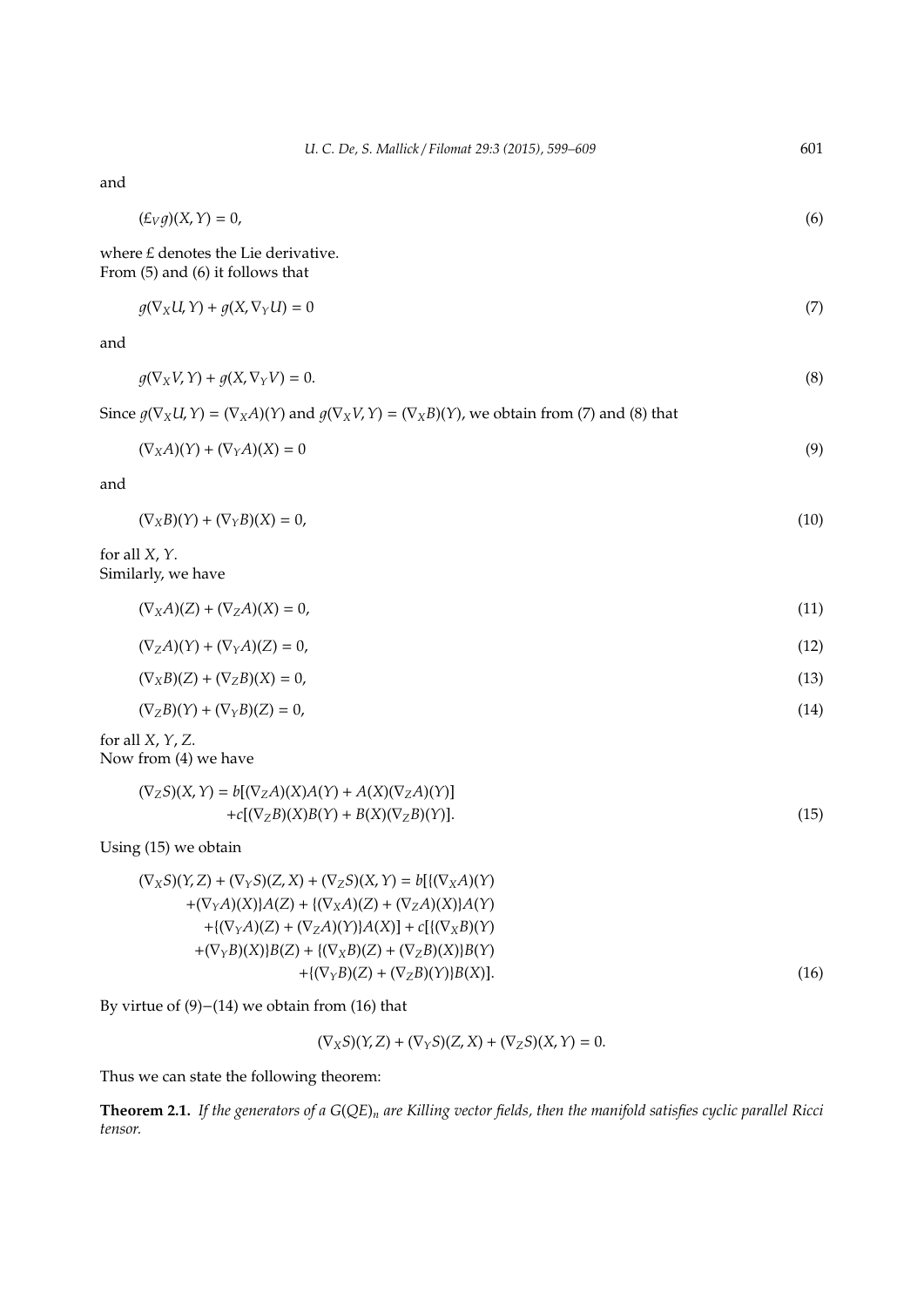and

$$(\pounds_V g)(X, Y) = 0, \tag{6}$$

where $\pounds$ denotes the Lie derivative.
From (5) and (6) it follows that

$$g(\nabla_X U, Y) + g(X, \nabla_Y U) = 0 \tag{7}$$

and

$$g(\nabla_X V, Y) + g(X, \nabla_Y V) = 0. \tag{8}$$

Since $g(\nabla_X U, Y) = (\nabla_X A)(Y)$ and $g(\nabla_X V, Y) = (\nabla_X B)(Y)$, we obtain from (7) and (8) that

$$(\nabla_X A)(Y) + (\nabla_Y A)(X) = 0 \tag{9}$$

and

$$(\nabla_X B)(Y) + (\nabla_Y B)(X) = 0, \tag{10}$$

for all $X, Y$.
Similarly, we have

$$(\nabla_X A)(Z) + (\nabla_Z A)(X) = 0, \tag{11}$$

$$(\nabla_Z A)(Y) + (\nabla_Y A)(Z) = 0, \tag{12}$$

$$(\nabla_X B)(Z) + (\nabla_Z B)(X) = 0, \tag{13}$$

$$(\nabla_Z B)(Y) + (\nabla_Y B)(Z) = 0, \tag{14}$$

for all $X, Y, Z$.
Now from (4) we have

$$\begin{aligned}(\nabla_Z S)(X, Y) = b[(\nabla_Z A)(X)A(Y) + A(X)(\nabla_Z A)(Y)] \\ +c[(\nabla_Z B)(X)B(Y) + B(X)(\nabla_Z B)(Y)].\end{aligned} \tag{15}$$

Using (15) we obtain

$$\begin{aligned}(\nabla_X S)(Y, Z) + (\nabla_Y S)(Z, X) + (\nabla_Z S)(X, Y) = b[\{(\nabla_X A)(Y) \\ +(\nabla_Y A)(X)\}A(Z) + \{(\nabla_X A)(Z) + (\nabla_Z A)(X)\}A(Y) \\ +\{(\nabla_Y A)(Z) + (\nabla_Z A)(Y)\}A(X)] + c[\{(\nabla_X B)(Y) \\ +(\nabla_Y B)(X)\}B(Z) + \{(\nabla_X B)(Z) + (\nabla_Z B)(X)\}B(Y) \\ +\{(\nabla_Y B)(Z) + (\nabla_Z B)(Y)\}B(X)].\end{aligned} \tag{16}$$

By virtue of (9)−(14) we obtain from (16) that

$$(\nabla_X S)(Y, Z) + (\nabla_Y S)(Z, X) + (\nabla_Z S)(X, Y) = 0.$$

Thus we can state the following theorem:

**Theorem 2.1.** *If the generators of a $G(QE)_n$ are Killing vector fields, then the manifold satisfies cyclic parallel Ricci tensor.*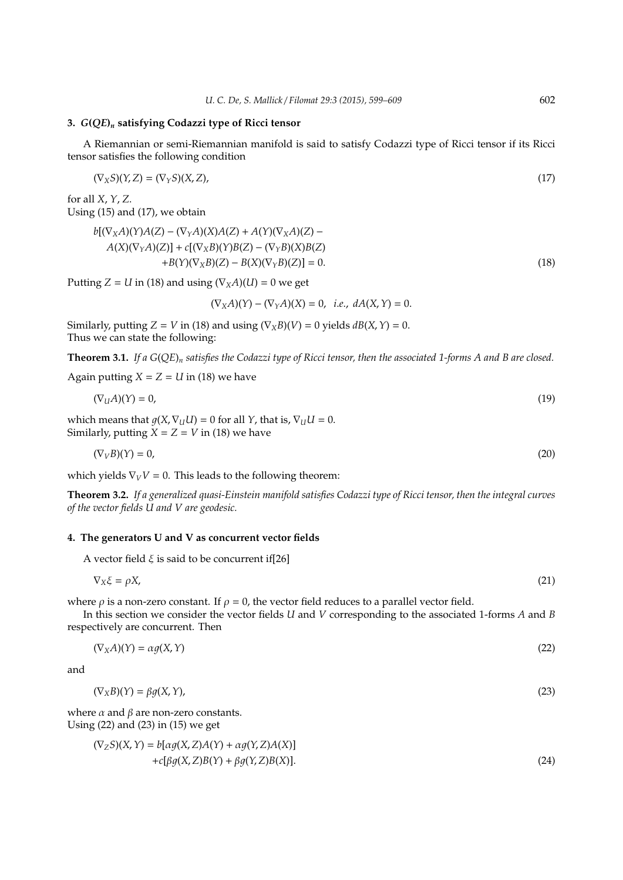## 3. $G(QE)_n$ satisfying Codazzi type of Ricci tensor

A Riemannian or semi-Riemannian manifold is said to satisfy Codazzi type of Ricci tensor if its Ricci tensor satisfies the following condition

$$(\nabla_X S)(Y, Z) = (\nabla_Y S)(X, Z), \tag{17}$$

for all $X$, $Y$, $Z$.
Using (15) and (17), we obtain

$$\begin{aligned} b[(\nabla_X A)(Y)A(Z) - (\nabla_Y A)(X)A(Z) + A(Y)(\nabla_X A)(Z) - \\ A(X)(\nabla_Y A)(Z)] + c[(\nabla_X B)(Y)B(Z) - (\nabla_Y B)(X)B(Z) \\ + B(Y)(\nabla_X B)(Z) - B(X)(\nabla_Y B)(Z)] = 0. \end{aligned} \tag{18}$$

Putting $Z = U$ in (18) and using $(\nabla_X A)(U) = 0$ we get

$$(\nabla_X A)(Y) - (\nabla_Y A)(X) = 0, \quad i.e., \ dA(X, Y) = 0.$$

Similarly, putting $Z = V$ in (18) and using $(\nabla_X B)(V) = 0$ yields $dB(X, Y) = 0$.
Thus we can state the following:

**Theorem 3.1.** *If a $G(QE)_n$ satisfies the Codazzi type of Ricci tensor, then the associated 1-forms $A$ and $B$ are closed.*

Again putting $X = Z = U$ in (18) we have

$$(\nabla_U A)(Y) = 0, \tag{19}$$

which means that $g(X, \nabla_U U) = 0$ for all $Y$, that is, $\nabla_U U = 0$.
Similarly, putting $X = Z = V$ in (18) we have

$$(\nabla_V B)(Y) = 0, \tag{20}$$

which yields $\nabla_V V = 0$. This leads to the following theorem:

**Theorem 3.2.** *If a generalized quasi-Einstein manifold satisfies Codazzi type of Ricci tensor, then the integral curves of the vector fields $U$ and $V$ are geodesic.*

## 4. The generators U and V as concurrent vector fields

A vector field $\xi$ is said to be concurrent if[26]

$$\nabla_X \xi = \rho X, \tag{21}$$

where $\rho$ is a non-zero constant. If $\rho = 0$, the vector field reduces to a parallel vector field.

In this section we consider the vector fields $U$ and $V$ corresponding to the associated 1-forms $A$ and $B$ respectively are concurrent. Then

$$(\nabla_X A)(Y) = \alpha g(X, Y) \tag{22}$$

and

$$(\nabla_X B)(Y) = \beta g(X, Y), \tag{23}$$

where $\alpha$ and $\beta$ are non-zero constants.
Using (22) and (23) in (15) we get

$$\begin{aligned} (\nabla_Z S)(X, Y) = b[\alpha g(X, Z)A(Y) + \alpha g(Y, Z)A(X)] \\ + c[\beta g(X, Z)B(Y) + \beta g(Y, Z)B(X)]. \end{aligned} \tag{24}$$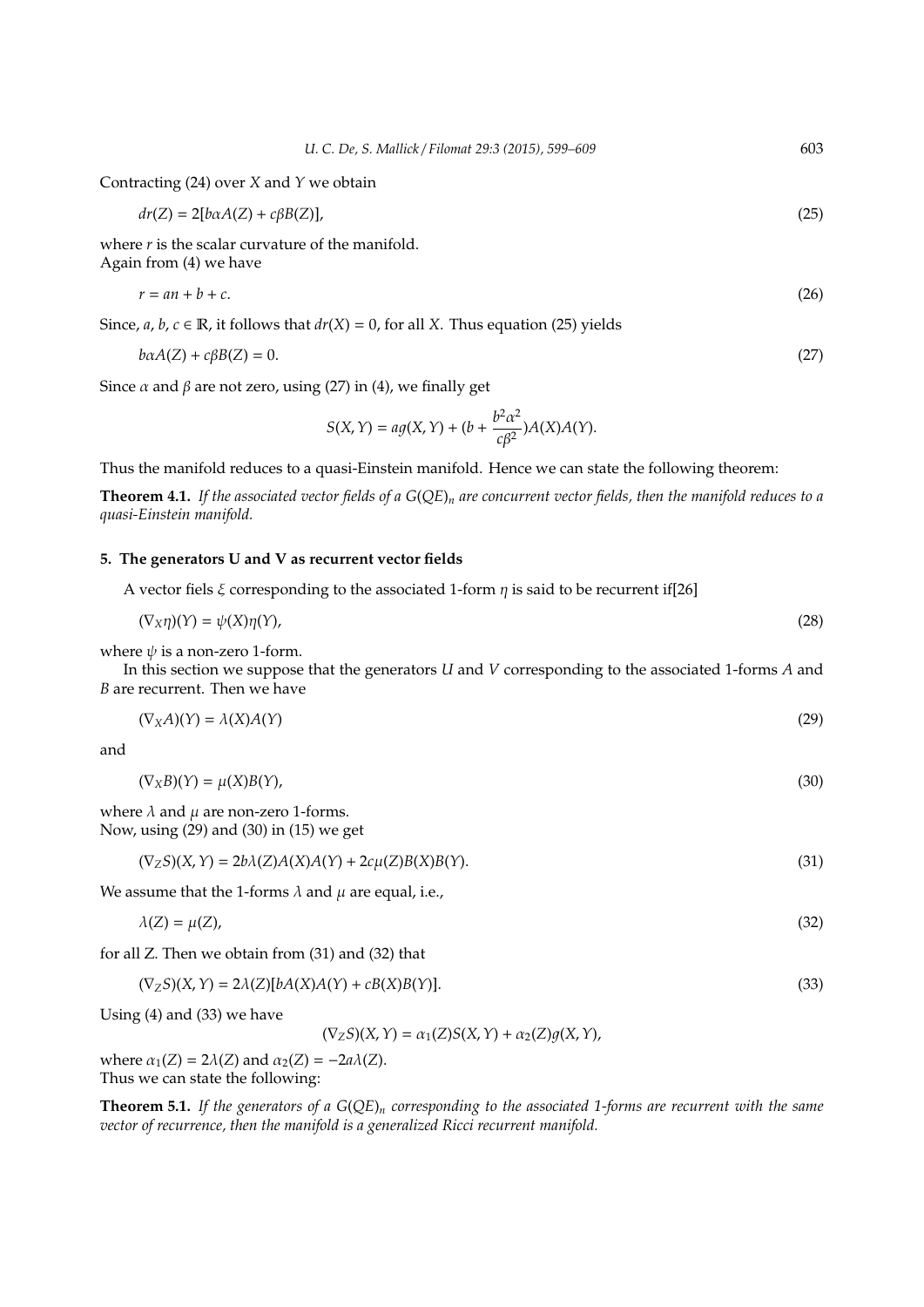Contracting (24) over $X$ and $Y$ we obtain

$$dr(Z) = 2[b\alpha A(Z) + c\beta B(Z)], \tag{25}$$

where $r$ is the scalar curvature of the manifold.
Again from (4) we have

$$r = an + b + c. \tag{26}$$

Since, $a, b, c \in \mathbb{R}$, it follows that $dr(X) = 0$, for all $X$. Thus equation (25) yields

$$b\alpha A(Z) + c\beta B(Z) = 0. \tag{27}$$

Since $\alpha$ and $\beta$ are not zero, using (27) in (4), we finally get

$$S(X, Y) = ag(X, Y) + (b + \frac{b^2\alpha^2}{c\beta^2})A(X)A(Y).$$

Thus the manifold reduces to a quasi-Einstein manifold. Hence we can state the following theorem:

**Theorem 4.1.** *If the associated vector fields of a $G(QE)_n$ are concurrent vector fields, then the manifold reduces to a quasi-Einstein manifold.*

## 5. The generators U and V as recurrent vector fields

A vector fiels $\xi$ corresponding to the associated 1-form $\eta$ is said to be recurrent if[26]

$$(\nabla_X \eta)(Y) = \psi(X)\eta(Y), \tag{28}$$

where $\psi$ is a non-zero 1-form.

In this section we suppose that the generators $U$ and $V$ corresponding to the associated 1-forms $A$ and $B$ are recurrent. Then we have

$$(\nabla_X A)(Y) = \lambda(X)A(Y) \tag{29}$$

and

$$(\nabla_X B)(Y) = \mu(X)B(Y), \tag{30}$$

where $\lambda$ and $\mu$ are non-zero 1-forms.
Now, using (29) and (30) in (15) we get

$$(\nabla_Z S)(X, Y) = 2b\lambda(Z)A(X)A(Y) + 2c\mu(Z)B(X)B(Y). \tag{31}$$

We assume that the 1-forms $\lambda$ and $\mu$ are equal, i.e.,

$$\lambda(Z) = \mu(Z), \tag{32}$$

for all Z. Then we obtain from (31) and (32) that

$$(\nabla_Z S)(X, Y) = 2\lambda(Z)[bA(X)A(Y) + cB(X)B(Y)]. \tag{33}$$

Using (4) and (33) we have

$$(\nabla_Z S)(X, Y) = \alpha_1(Z)S(X, Y) + \alpha_2(Z)g(X, Y),$$

where $\alpha_1(Z) = 2\lambda(Z)$ and $\alpha_2(Z) = -2a\lambda(Z)$.
Thus we can state the following:

**Theorem 5.1.** *If the generators of a $G(QE)_n$ corresponding to the associated 1-forms are recurrent with the same vector of recurrence, then the manifold is a generalized Ricci recurrent manifold.*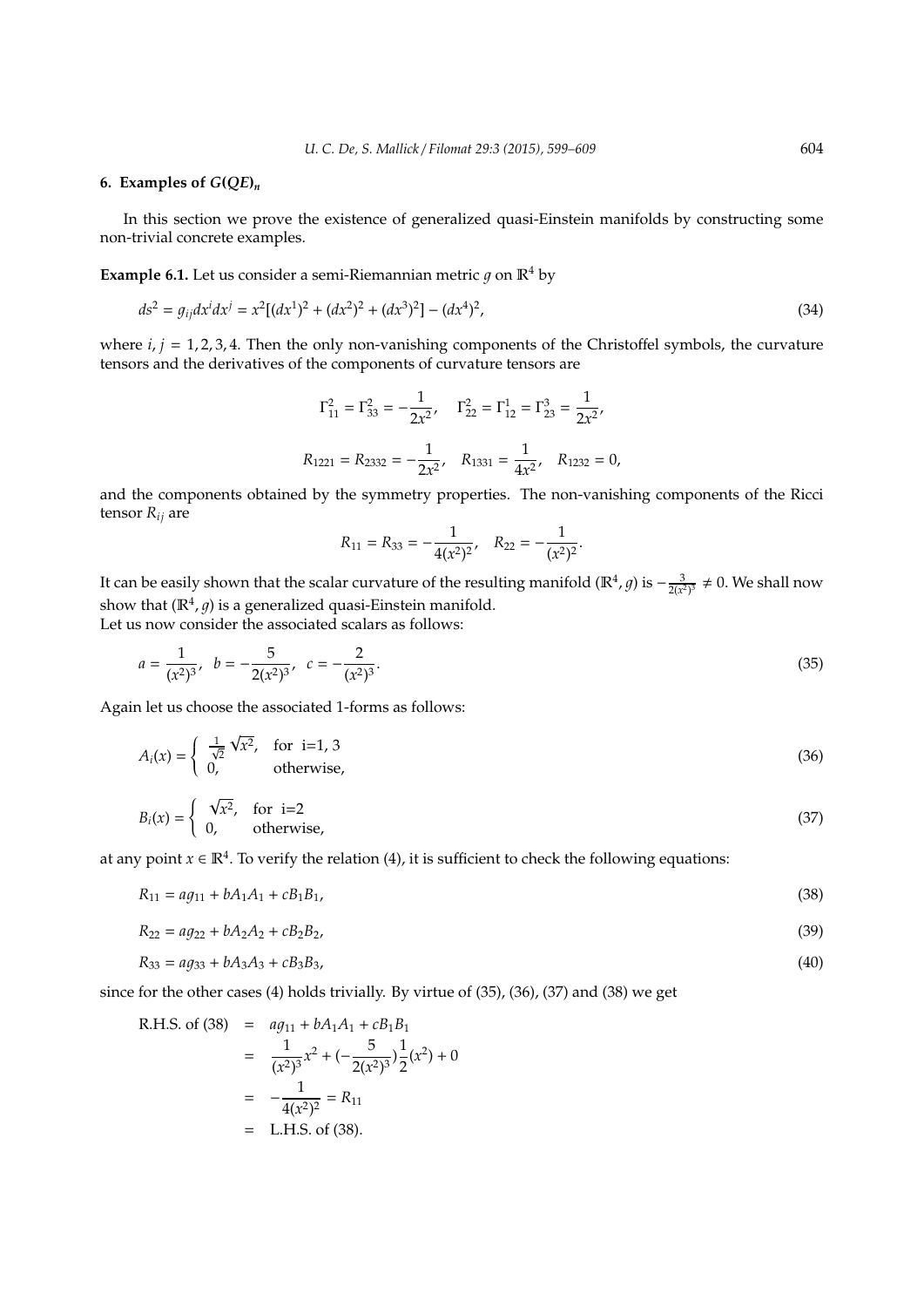## 6. Examples of $G(QE)_n$

In this section we prove the existence of generalized quasi-Einstein manifolds by constructing some non-trivial concrete examples.

**Example 6.1.** Let us consider a semi-Riemannian metric $g$ on $\mathbb{R}^4$ by

$$ds^2 = g_{ij}dx^i dx^j = x^2[(dx^1)^2 + (dx^2)^2 + (dx^3)^2] - (dx^4)^2, \tag{34}$$

where $i, j = 1, 2, 3, 4$. Then the only non-vanishing components of the Christoffel symbols, the curvature tensors and the derivatives of the components of curvature tensors are

$$\Gamma^2_{11} = \Gamma^2_{33} = -\frac{1}{2x^2}, \quad \Gamma^2_{22} = \Gamma^1_{12} = \Gamma^3_{23} = \frac{1}{2x^2},$$

$$R_{1221} = R_{2332} = -\frac{1}{2x^2}, \quad R_{1331} = \frac{1}{4x^2}, \quad R_{1232} = 0,$$

and the components obtained by the symmetry properties. The non-vanishing components of the Ricci tensor $R_{ij}$ are

$$R_{11} = R_{33} = -\frac{1}{4(x^2)^2}, \quad R_{22} = -\frac{1}{(x^2)^2}.$$

It can be easily shown that the scalar curvature of the resulting manifold $(\mathbb{R}^4, g)$ is $-\frac{3}{2(x^2)^3} \neq 0$. We shall now show that $(\mathbb{R}^4, g)$ is a generalized quasi-Einstein manifold.
Let us now consider the associated scalars as follows:

$$a = \frac{1}{(x^2)^3}, \quad b = -\frac{5}{2(x^2)^3}, \quad c = -\frac{2}{(x^2)^3}. \tag{35}$$

Again let us choose the associated 1-forms as follows:

$$A_i(x) = \begin{cases} \frac{1}{\sqrt{2}}\sqrt{x^2}, & \text{for i=1, 3} \\ 0, & \text{otherwise,} \end{cases} \tag{36}$$

$$B_i(x) = \begin{cases} \sqrt{x^2}, & \text{for i=2} \\ 0, & \text{otherwise,} \end{cases} \tag{37}$$

at any point $x \in \mathbb{R}^4$. To verify the relation (4), it is sufficient to check the following equations:

$$R_{11} = ag_{11} + bA_1A_1 + cB_1B_1, \tag{38}$$

$$R_{22} = ag_{22} + bA_2A_2 + cB_2B_2, \tag{39}$$

$$R_{33} = ag_{33} + bA_3A_3 + cB_3B_3, \tag{40}$$

since for the other cases (4) holds trivially. By virtue of (35), (36), (37) and (38) we get

$$\begin{aligned}
\text{R.H.S. of (38)} &= ag_{11} + bA_1A_1 + cB_1B_1 \\
&= \frac{1}{(x^2)^3}x^2 + (-\frac{5}{2(x^2)^3})\frac{1}{2}(x^2) + 0 \\
&= -\frac{1}{4(x^2)^2} = R_{11} \\
&= \text{L.H.S. of (38).}
\end{aligned}$$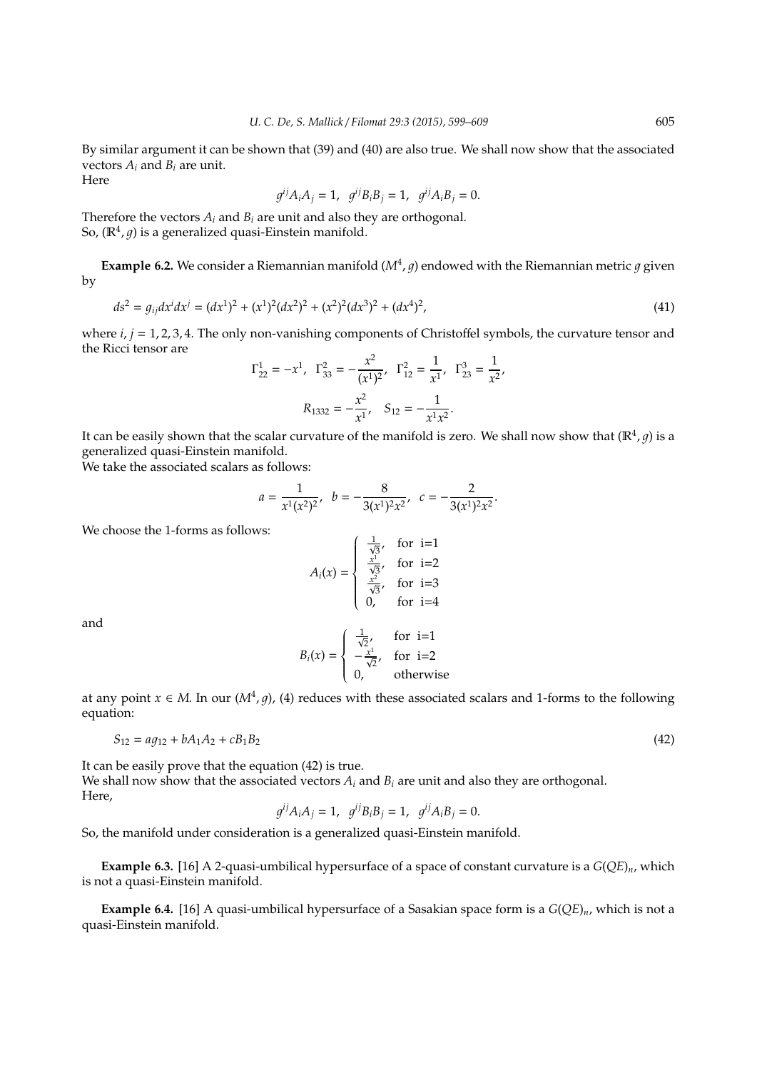By similar argument it can be shown that (39) and (40) are also true. We shall now show that the associated vectors $A_i$ and $B_i$ are unit.
Here

$$g^{ij}A_iA_j = 1, \quad g^{ij}B_iB_j = 1, \quad g^{ij}A_iB_j = 0.$$

Therefore the vectors $A_i$ and $B_i$ are unit and also they are orthogonal.
So, $(\mathbb{R}^4, g)$ is a generalized quasi-Einstein manifold.

**Example 6.2.** We consider a Riemannian manifold $(M^4, g)$ endowed with the Riemannian metric $g$ given by

$$ds^2 = g_{ij}dx^idx^j = (dx^1)^2 + (x^1)^2(dx^2)^2 + (x^2)^2(dx^3)^2 + (dx^4)^2, \tag{41}$$

where $i, j = 1, 2, 3, 4$. The only non-vanishing components of Christoffel symbols, the curvature tensor and the Ricci tensor are

$$\Gamma^1_{22} = -x^1, \quad \Gamma^2_{33} = -\frac{x^2}{(x^1)^2}, \quad \Gamma^2_{12} = \frac{1}{x^1}, \quad \Gamma^3_{23} = \frac{1}{x^2},$$

$$R_{1332} = -\frac{x^2}{x^1}, \quad S_{12} = -\frac{1}{x^1x^2}.$$

It can be easily shown that the scalar curvature of the manifold is zero. We shall now show that $(\mathbb{R}^4, g)$ is a generalized quasi-Einstein manifold.
We take the associated scalars as follows:

$$a = \frac{1}{x^1(x^2)^2}, \quad b = -\frac{8}{3(x^1)^2x^2}, \quad c = -\frac{2}{3(x^1)^2x^2}.$$

We choose the 1-forms as follows:

$$A_i(x) = \begin{cases} \frac{1}{\sqrt{3}}, & \text{for i=1} \\ \frac{x^1}{\sqrt{3}}, & \text{for i=2} \\ \frac{x^2}{\sqrt{3}}, & \text{for i=3} \\ 0, & \text{for i=4} \end{cases}$$

and

$$B_i(x) = \begin{cases} \frac{1}{\sqrt{2}}, & \text{for i=1} \\ -\frac{x^1}{\sqrt{2}}, & \text{for i=2} \\ 0, & \text{otherwise} \end{cases}$$

at any point $x \in M$. In our $(M^4, g)$, (4) reduces with these associated scalars and 1-forms to the following equation:

$$S_{12} = ag_{12} + bA_1A_2 + cB_1B_2 \tag{42}$$

It can be easily prove that the equation (42) is true.
We shall now show that the associated vectors $A_i$ and $B_i$ are unit and also they are orthogonal.
Here,

$$g^{ij}A_iA_j = 1, \quad g^{ij}B_iB_j = 1, \quad g^{ij}A_iB_j = 0.$$

So, the manifold under consideration is a generalized quasi-Einstein manifold.

**Example 6.3.** [16] A 2-quasi-umbilical hypersurface of a space of constant curvature is a $G(QE)_n$, which is not a quasi-Einstein manifold.

**Example 6.4.** [16] A quasi-umbilical hypersurface of a Sasakian space form is a $G(QE)_n$, which is not a quasi-Einstein manifold.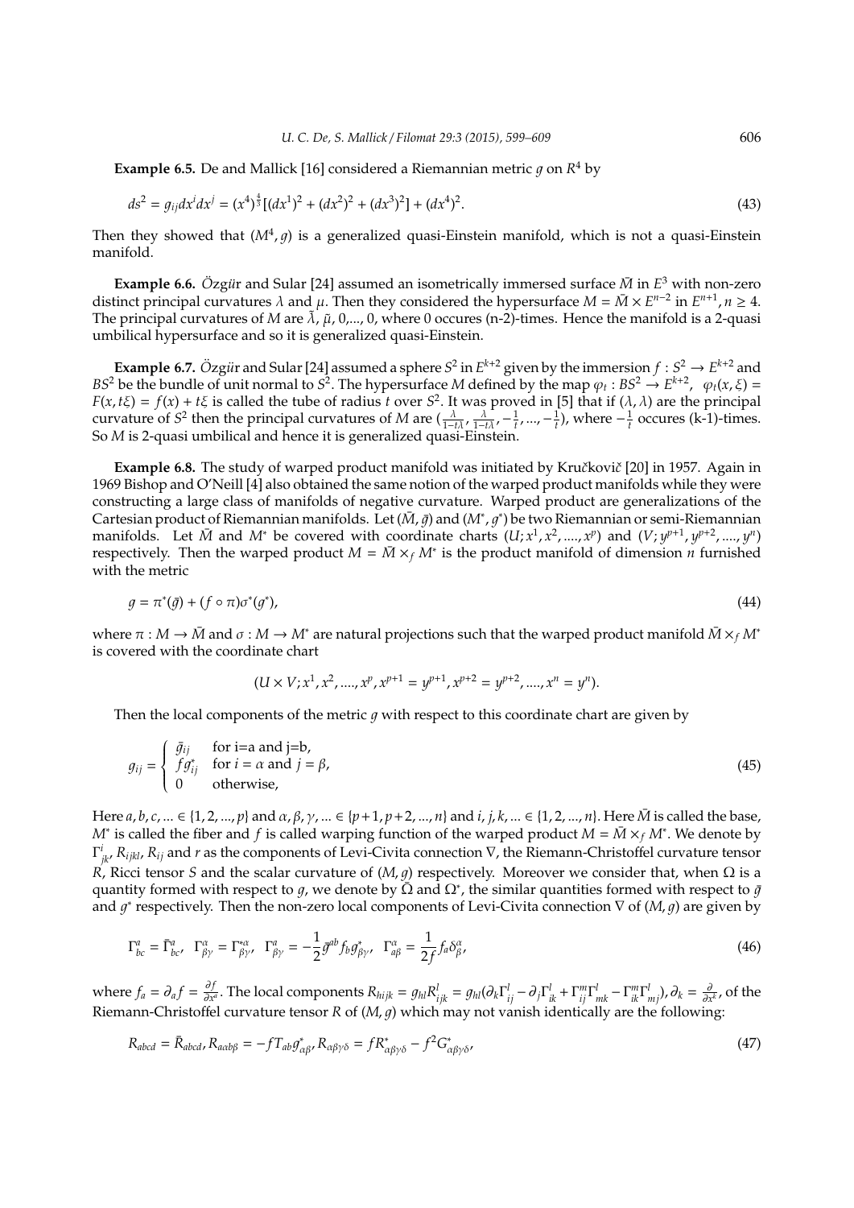**Example 6.5.** De and Mallick [16] considered a Riemannian metric $g$ on $R^4$ by

$$ds^2 = g_{ij}dx^i dx^j = (x^4)^{\frac{4}{3}}[(dx^1)^2 + (dx^2)^2 + (dx^3)^2] + (dx^4)^2. \tag{43}$$

Then they showed that $(M^4, g)$ is a generalized quasi-Einstein manifold, which is not a quasi-Einstein manifold.

**Example 6.6.** Özgür and Sular [24] assumed an isometrically immersed surface $\bar{M}$ in $E^3$ with non-zero distinct principal curvatures $\lambda$ and $\mu$. Then they considered the hypersurface $M = \bar{M} \times E^{n-2}$ in $E^{n+1}, n \geq 4$. The principal curvatures of $M$ are $\tilde{\lambda}$, $\tilde{\mu}$, 0,..., 0, where 0 occures (n-2)-times. Hence the manifold is a 2-quasi umbilical hypersurface and so it is generalized quasi-Einstein.

**Example 6.7.** Özgür and Sular [24] assumed a sphere $S^2$ in $E^{k+2}$ given by the immersion $f : S^2 \to E^{k+2}$ and $BS^2$ be the bundle of unit normal to $S^2$. The hypersurface $M$ defined by the map $\varphi_t : BS^2 \to E^{k+2}$, $\varphi_t(x, \xi) = F(x, t\xi) = f(x) + t\xi$ is called the tube of radius $t$ over $S^2$. It was proved in [5] that if $(\lambda, \lambda)$ are the principal curvature of $S^2$ then the principal curvatures of $M$ are $(\frac{\lambda}{1-t\lambda}, \frac{\lambda}{1-t\lambda}, -\frac{1}{t}, ..., -\frac{1}{t})$, where $-\frac{1}{t}$ occures (k-1)-times. So $M$ is 2-quasi umbilical and hence it is generalized quasi-Einstein.

**Example 6.8.** The study of warped product manifold was initiated by Kručkovič [20] in 1957. Again in 1969 Bishop and O'Neill [4] also obtained the same notion of the warped product manifolds while they were constructing a large class of manifolds of negative curvature. Warped product are generalizations of the Cartesian product of Riemannian manifolds. Let $(\bar{M}, \bar{g})$ and $(M^*, g^*)$ be two Riemannian or semi-Riemannian manifolds. Let $\bar{M}$ and $M^*$ be covered with coordinate charts $(U; x^1, x^2, ...., x^p)$ and $(V; y^{p+1}, y^{p+2}, ...., y^n)$ respectively. Then the warped product $M = \bar{M} \times_f M^*$ is the product manifold of dimension $n$ furnished with the metric

$$g = \pi^*(\bar{g}) + (f \circ \pi)\sigma^*(g^*), \tag{44}$$

where $\pi : M \to \bar{M}$ and $\sigma : M \to M^*$ are natural projections such that the warped product manifold $\bar{M} \times_f M^*$ is covered with the coordinate chart

$$(U \times V; x^1, x^2, ...., x^p, x^{p+1} = y^{p+1}, x^{p+2} = y^{p+2}, ...., x^n = y^n).$$

Then the local components of the metric $g$ with respect to this coordinate chart are given by

$$g_{ij} = \begin{cases} \bar{g}_{ij} & \text{for i=a and j=b,} \\ f g^*_{ij} & \text{for } i = \alpha \text{ and } j = \beta, \\ 0 & \text{otherwise,} \end{cases} \tag{45}$$

Here $a, b, c, ... \in \{1, 2, ..., p\}$ and $\alpha, \beta, \gamma, ... \in \{p+1, p+2, ..., n\}$ and $i, j, k, ... \in \{1, 2, ..., n\}$. Here $\bar{M}$ is called the base, $M^*$ is called the fiber and $f$ is called warping function of the warped product $M = \bar{M} \times_f M^*$. We denote by $\Gamma^i_{jk}$, $R_{ijkl}$, $R_{ij}$ and $r$ as the components of Levi-Civita connection $\nabla$, the Riemann-Christoffel curvature tensor $R$, Ricci tensor $S$ and the scalar curvature of $(M, g)$ respectively. Moreover we consider that, when $\Omega$ is a quantity formed with respect to $g$, we denote by $\bar{\Omega}$ and $\Omega^*$, the similar quantities formed with respect to $\bar{g}$ and $g^*$ respectively. Then the non-zero local components of Levi-Civita connection $\nabla$ of $(M, g)$ are given by

$$\Gamma^a_{bc} = \bar{\Gamma}^a_{bc}, \quad \Gamma^\alpha_{\beta\gamma} = \Gamma^{*\alpha}_{\beta\gamma}, \quad \Gamma^a_{\beta\gamma} = -\frac{1}{2}\bar{g}^{ab} f_b g^*_{\beta\gamma}, \quad \Gamma^\alpha_{a\beta} = \frac{1}{2f} f_a \delta^\alpha_\beta, \tag{46}$$

where $f_a = \partial_a f = \frac{\partial f}{\partial x^a}$. The local components $R_{hijk} = g_{hl}R^l_{ijk} = g_{hl}(\partial_k \Gamma^l_{ij} - \partial_j \Gamma^l_{ik} + \Gamma^m_{ij}\Gamma^l_{mk} - \Gamma^m_{ik}\Gamma^l_{mj})$, $\partial_k = \frac{\partial}{\partial x^k}$, of the Riemann-Christoffel curvature tensor $R$ of $(M, g)$ which may not vanish identically are the following:

$$R_{abcd} = \bar{R}_{abcd}, R_{a\alpha b\beta} = -f T_{ab} g^*_{\alpha\beta}, R_{\alpha\beta\gamma\delta} = f R^*_{\alpha\beta\gamma\delta} - f^2 G^*_{\alpha\beta\gamma\delta}, \tag{47}$$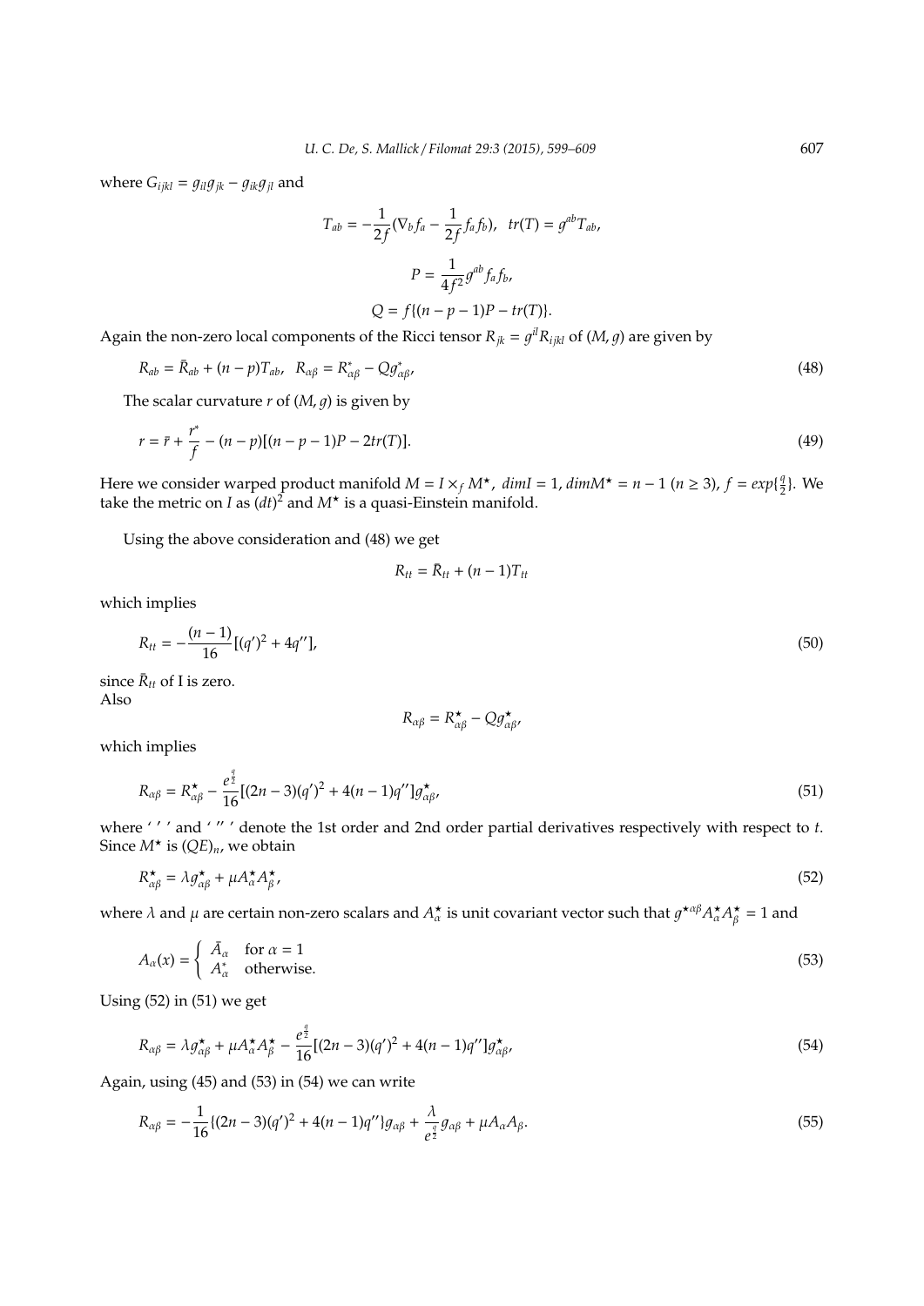where $G_{ijkl} = g_{il}g_{jk} - g_{ik}g_{jl}$ and

$$T_{ab} = -\frac{1}{2f}(\nabla_b f_a - \frac{1}{2f} f_a f_b), \quad tr(T) = g^{ab} T_{ab},$$

$$P = \frac{1}{4f^2} g^{ab} f_a f_b,$$

$$Q = f\{(n-p-1)P - tr(T)\}.$$

Again the non-zero local components of the Ricci tensor $R_{jk} = g^{il} R_{ijkl}$ of $(M, g)$ are given by

$$R_{ab} = \bar{R}_{ab} + (n-p)T_{ab}, \quad R_{\alpha\beta} = R^*_{\alpha\beta} - Q g^*_{\alpha\beta}, \tag{48}$$

The scalar curvature $r$ of $(M, g)$ is given by

$$r = \bar{r} + \frac{r^*}{f} - (n-p)[(n-p-1)P - 2tr(T)]. \tag{49}$$

Here we consider warped product manifold $M = I \times_f M^\star$, $dimI = 1$, $dimM^\star = n-1$ $(n \geq 3)$, $f = exp\{\frac{q}{2}\}$. We take the metric on $I$ as $(dt)^2$ and $M^\star$ is a quasi-Einstein manifold.

Using the above consideration and (48) we get

$$R_{tt} = \bar{R}_{tt} + (n-1)T_{tt}$$

which implies

$$R_{tt} = -\frac{(n-1)}{16}[(q')^2 + 4q''], \tag{50}$$

since $\bar{R}_{tt}$ of I is zero.
Also

$$R_{\alpha\beta} = R^\star_{\alpha\beta} - Q g^\star_{\alpha\beta},$$

which implies

$$R_{\alpha\beta} = R^\star_{\alpha\beta} - \frac{e^{\frac{q}{2}}}{16}[(2n-3)(q')^2 + 4(n-1)q'']g^\star_{\alpha\beta}, \tag{51}$$

where ' $'$ ' and ' $''$ ' denote the 1st order and 2nd order partial derivatives respectively with respect to $t$. Since $M^\star$ is $(QE)_n$, we obtain

$$R^\star_{\alpha\beta} = \lambda g^\star_{\alpha\beta} + \mu A^\star_\alpha A^\star_\beta, \tag{52}$$

where $\lambda$ and $\mu$ are certain non-zero scalars and $A^\star_\alpha$ is unit covariant vector such that $g^{\star\alpha\beta} A^\star_\alpha A^\star_\beta = 1$ and

$$A_\alpha(x) = \begin{cases} \bar{A}_\alpha & \text{for } \alpha = 1 \\ A^*_\alpha & \text{otherwise.} \end{cases} \tag{53}$$

Using (52) in (51) we get

$$R_{\alpha\beta} = \lambda g^\star_{\alpha\beta} + \mu A^\star_\alpha A^\star_\beta - \frac{e^{\frac{q}{2}}}{16}[(2n-3)(q')^2 + 4(n-1)q'']g^\star_{\alpha\beta}, \tag{54}$$

Again, using (45) and (53) in (54) we can write

$$R_{\alpha\beta} = -\frac{1}{16}\{(2n-3)(q')^2 + 4(n-1)q''\}g_{\alpha\beta} + \frac{\lambda}{e^{\frac{q}{2}}} g_{\alpha\beta} + \mu A_\alpha A_\beta. \tag{55}$$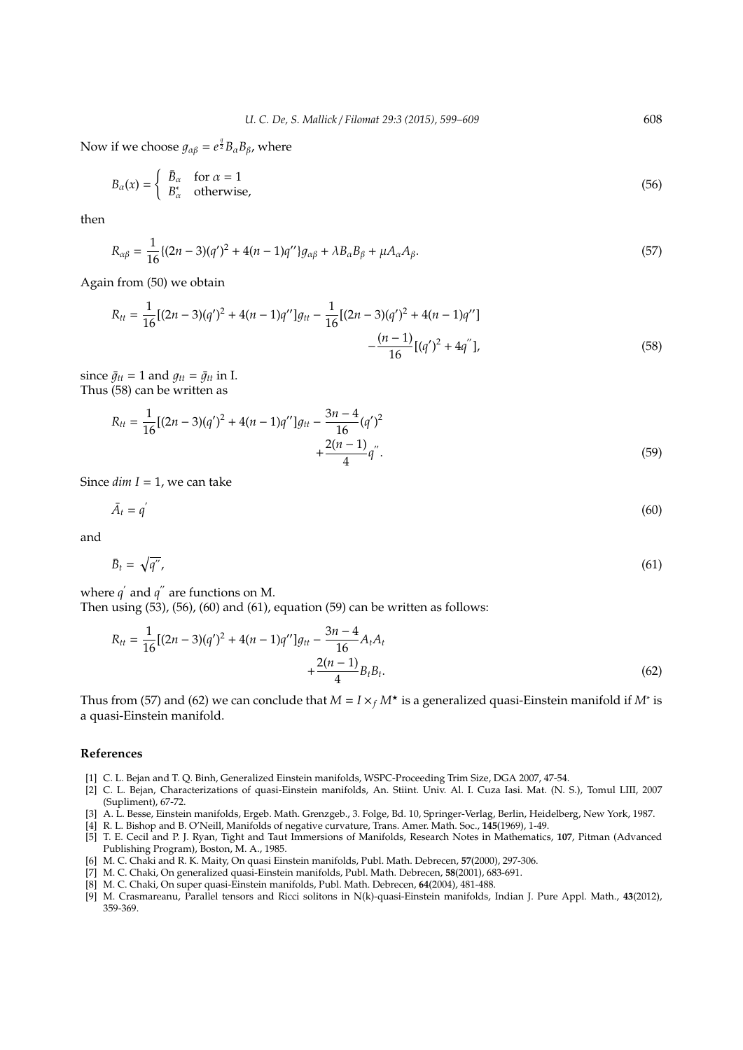Now if we choose $g_{\alpha\beta} = e^{\frac{q}{2}} B_\alpha B_\beta$, where

$$B_\alpha(x) = \begin{cases} \bar{B}_\alpha & \text{for } \alpha = 1 \\ B^*_\alpha & \text{otherwise,} \end{cases} \tag{56}$$

then

$$R_{\alpha\beta} = \frac{1}{16}\{(2n-3)(q')^2 + 4(n-1)q''\}g_{\alpha\beta} + \lambda B_\alpha B_\beta + \mu A_\alpha A_\beta. \tag{57}$$

Again from (50) we obtain

$$R_{tt} = \frac{1}{16}[(2n-3)(q')^2 + 4(n-1)q'']g_{tt} - \frac{1}{16}[(2n-3)(q')^2 + 4(n-1)q''] - \frac{(n-1)}{16}[(q')^2 + 4q''], \tag{58}$$

since $\bar{g}_{tt} = 1$ and $g_{tt} = \bar{g}_{tt}$ in I.
Thus (58) can be written as

$$R_{tt} = \frac{1}{16}[(2n-3)(q')^2 + 4(n-1)q'']g_{tt} - \frac{3n-4}{16}(q')^2 + \frac{2(n-1)}{4}q''. \tag{59}$$

Since $dim\ I = 1$, we can take

$$\bar{A}_t = q' \tag{60}$$

and

$$\bar{B}_t = \sqrt{q''}, \tag{61}$$

where $q'$ and $q''$ are functions on M.
Then using (53), (56), (60) and (61), equation (59) can be written as follows:

$$R_{tt} = \frac{1}{16}[(2n-3)(q')^2 + 4(n-1)q'']g_{tt} - \frac{3n-4}{16}A_t A_t + \frac{2(n-1)}{4}B_t B_t. \tag{62}$$

Thus from (57) and (62) we can conclude that $M = I \times_f M^\star$ is a generalized quasi-Einstein manifold if $M^*$ is a quasi-Einstein manifold.

## References

[1] C. L. Bejan and T. Q. Binh, Generalized Einstein manifolds, WSPC-Proceeding Trim Size, DGA 2007, 47-54.

[2] C. L. Bejan, Characterizations of quasi-Einstein manifolds, An. Stiint. Univ. Al. I. Cuza Iasi. Mat. (N. S.), Tomul LIII, 2007 (Supliment), 67-72.

[3] A. L. Besse, Einstein manifolds, Ergeb. Math. Grenzgeb., 3. Folge, Bd. 10, Springer-Verlag, Berlin, Heidelberg, New York, 1987.

[4] R. L. Bishop and B. O'Neill, Manifolds of negative curvature, Trans. Amer. Math. Soc., **145**(1969), 1-49.

[5] T. E. Cecil and P. J. Ryan, Tight and Taut Immersions of Manifolds, Research Notes in Mathematics, **107**, Pitman (Advanced Publishing Program), Boston, M. A., 1985.

[6] M. C. Chaki and R. K. Maity, On quasi Einstein manifolds, Publ. Math. Debrecen, **57**(2000), 297-306.

[7] M. C. Chaki, On generalized quasi-Einstein manifolds, Publ. Math. Debrecen, **58**(2001), 683-691.

[8] M. C. Chaki, On super quasi-Einstein manifolds, Publ. Math. Debrecen, **64**(2004), 481-488.

[9] M. Crasmareanu, Parallel tensors and Ricci solitons in N(k)-quasi-Einstein manifolds, Indian J. Pure Appl. Math., **43**(2012), 359-369.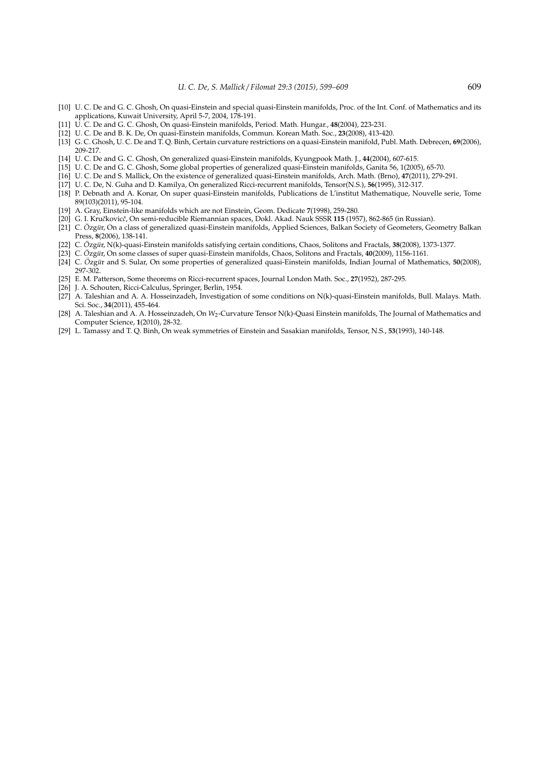[10] U. C. De and G. C. Ghosh, On quasi-Einstein and special quasi-Einstein manifolds, Proc. of the Int. Conf. of Mathematics and its applications, Kuwait University, April 5-7, 2004, 178-191.

[11] U. C. De and G. C. Ghosh, On quasi-Einstein manifolds, Period. Math. Hungar., **48**(2004), 223-231.

[12] U. C. De and B. K. De, On quasi-Einstein manifolds, Commun. Korean Math. Soc., **23**(2008), 413-420.

[13] G. C. Ghosh, U. C. De and T. Q. Binh, Certain curvature restrictions on a quasi-Einstein manifold, Publ. Math. Debrecen, **69**(2006), 209-217.

[14] U. C. De and G. C. Ghosh, On generalized quasi-Einstein manifolds, Kyungpook Math. J., **44**(2004), 607-615.

[15] U. C. De and G. C. Ghosh, Some global properties of generalized quasi-Einstein manifolds, Ganita 56, 1(2005), 65-70.

[16] U. C. De and S. Mallick, On the existence of generalized quasi-Einstein manifolds, Arch. Math. (Brno), **47**(2011), 279-291.

[17] U. C. De, N. Guha and D. Kamilya, On generalized Ricci-recurrent manifolds, Tensor(N.S.), **56**(1995), 312-317.

[18] P. Debnath and A. Konar, On super quasi-Einstein manifolds, Publications de L'institut Mathematique, Nouvelle serie, Tome 89(103)(2011), 95-104.

[19] A. Gray, Einstein-like manifolds which are not Einstein, Geom. Dedicate **7**(1998), 259-280.

[20] G. I. Kručkovicč, On semi-reducible Riemannian spaces, Dokl. Akad. Nauk SSSR **115** (1957), 862-865 (in Russian).

[21] C. Özgür, On a class of generalized quasi-Einstein manifolds, Applied Sciences, Balkan Society of Geometers, Geometry Balkan Press, **8**(2006), 138-141.

[22] C. Özgür, N(k)-quasi-Einstein manifolds satisfying certain conditions, Chaos, Solitons and Fractals, **38**(2008), 1373-1377.

[23] C. Özgür, On some classes of super quasi-Einstein manifolds, Chaos, Solitons and Fractals, **40**(2009), 1156-1161.

[24] C. Özgür and S. Sular, On some properties of generalized quasi-Einstein manifolds, Indian Journal of Mathematics, **50**(2008), 297-302.

[25] E. M. Patterson, Some theorems on Ricci-recurrent spaces, Journal London Math. Soc., **27**(1952), 287-295.

[26] J. A. Schouten, Ricci-Calculus, Springer, Berlin, 1954.

[27] A. Taleshian and A. A. Hosseinzadeh, Investigation of some conditions on N(k)-quasi-Einstein manifolds, Bull. Malays. Math. Sci. Soc., **34**(2011), 455-464.

[28] A. Taleshian and A. A. Hosseinzadeh, On $W_2$-Curvature Tensor N(k)-Quasi Einstein manifolds, The Journal of Mathematics and Computer Science, **1**(2010), 28-32.

[29] L. Tamassy and T. Q. Binh, On weak symmetries of Einstein and Sasakian manifolds, Tensor, N.S., **53**(1993), 140-148.